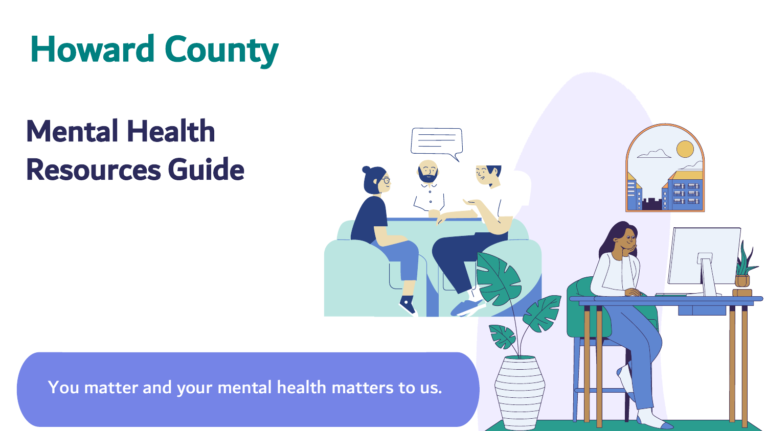# Howard County

## Mental Health Resources Guide

You matter and your mental health matters to us.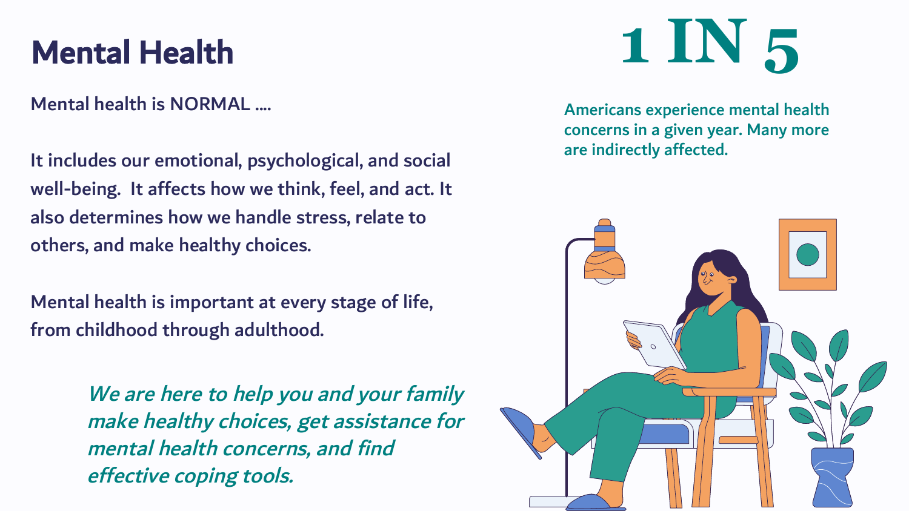# Mental Health

Mental health is NORMAL ....

It includes our emotional, psychological, and social well-being. It affects how we think, feel, and act. It also determines how we handle stress, relate to others, and make healthy choices.

Mental health is important at every stage of life, from childhood through adulthood.

***We are here to help you and your family make healthy choices, get assistance for mental health concerns, and find effective coping tools.***

## 1 IN 5

Americans experience mental health concerns in a given year. Many more are indirectly affected.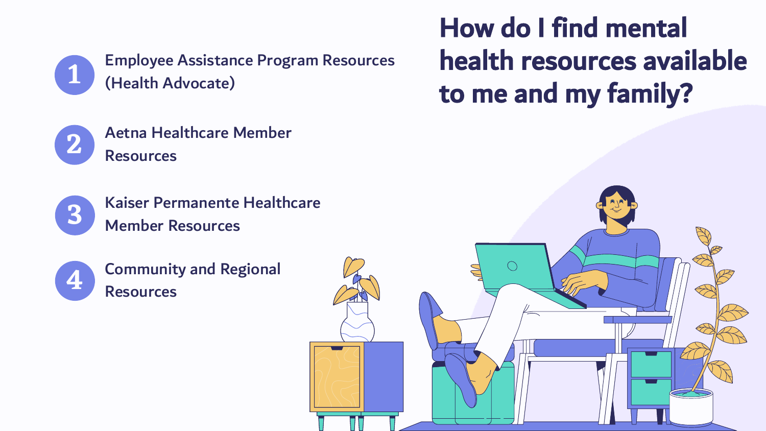# How do I find mental health resources available to me and my family?

1. Employee Assistance Program Resources (Health Advocate)
2. Aetna Healthcare Member Resources
3. Kaiser Permanente Healthcare Member Resources
4. Community and Regional Resources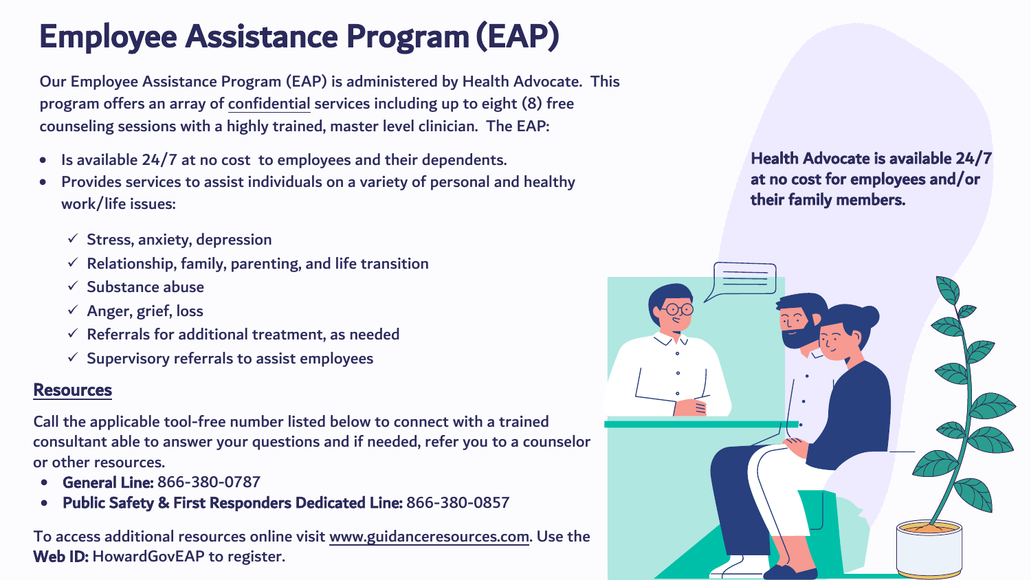# Employee Assistance Program (EAP)

Our Employee Assistance Program (EAP) is administered by Health Advocate. This program offers an array of confidential services including up to eight (8) free counseling sessions with a highly trained, master level clinician. The EAP:

- Is available 24/7 at no cost to employees and their dependents.
- Provides services to assist individuals on a variety of personal and healthy work/life issues:
  - ✓ Stress, anxiety, depression
  - ✓ Relationship, family, parenting, and life transition
  - ✓ Substance abuse
  - ✓ Anger, grief, loss
  - ✓ Referrals for additional treatment, as needed
  - ✓ Supervisory referrals to assist employees

**Health Advocate is available 24/7 at no cost for employees and/or their family members.**

## Resources

Call the applicable tool-free number listed below to connect with a trained consultant able to answer your questions and if needed, refer you to a counselor or other resources.

- **General Line:** 866-380-0787
- **Public Safety & First Responders Dedicated Line:** 866-380-0857

To access additional resources online visit www.guidanceresources.com. Use the **Web ID:** HowardGovEAP to register.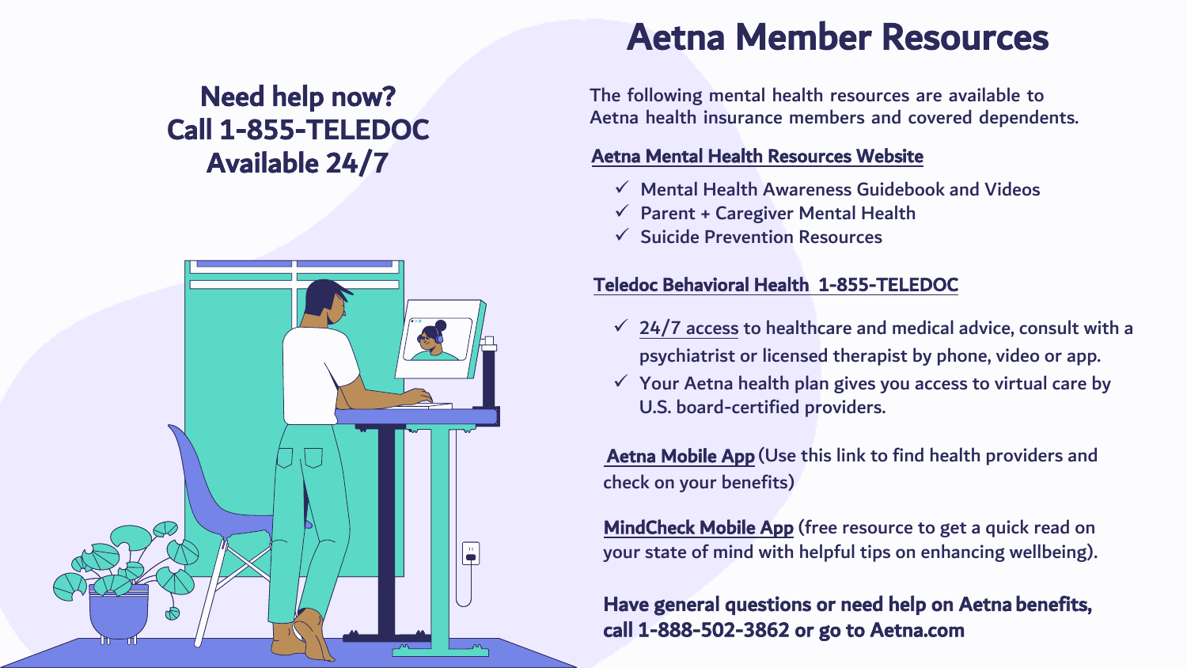# Aetna Member Resources

**Need help now?**
**Call 1-855-TELEDOC**
**Available 24/7**

The following mental health resources are available to Aetna health insurance members and covered dependents.

## Aetna Mental Health Resources Website

- ✓ Mental Health Awareness Guidebook and Videos
- ✓ Parent + Caregiver Mental Health
- ✓ Suicide Prevention Resources

## Teledoc Behavioral Health 1-855-TELEDOC

- ✓ 24/7 access to healthcare and medical advice, consult with a psychiatrist or licensed therapist by phone, video or app.
- ✓ Your Aetna health plan gives you access to virtual care by U.S. board-certified providers.

**Aetna Mobile App** (Use this link to find health providers and check on your benefits)

**MindCheck Mobile App** (free resource to get a quick read on your state of mind with helpful tips on enhancing wellbeing).

**Have general questions or need help on Aetna benefits, call 1-888-502-3862 or go to Aetna.com**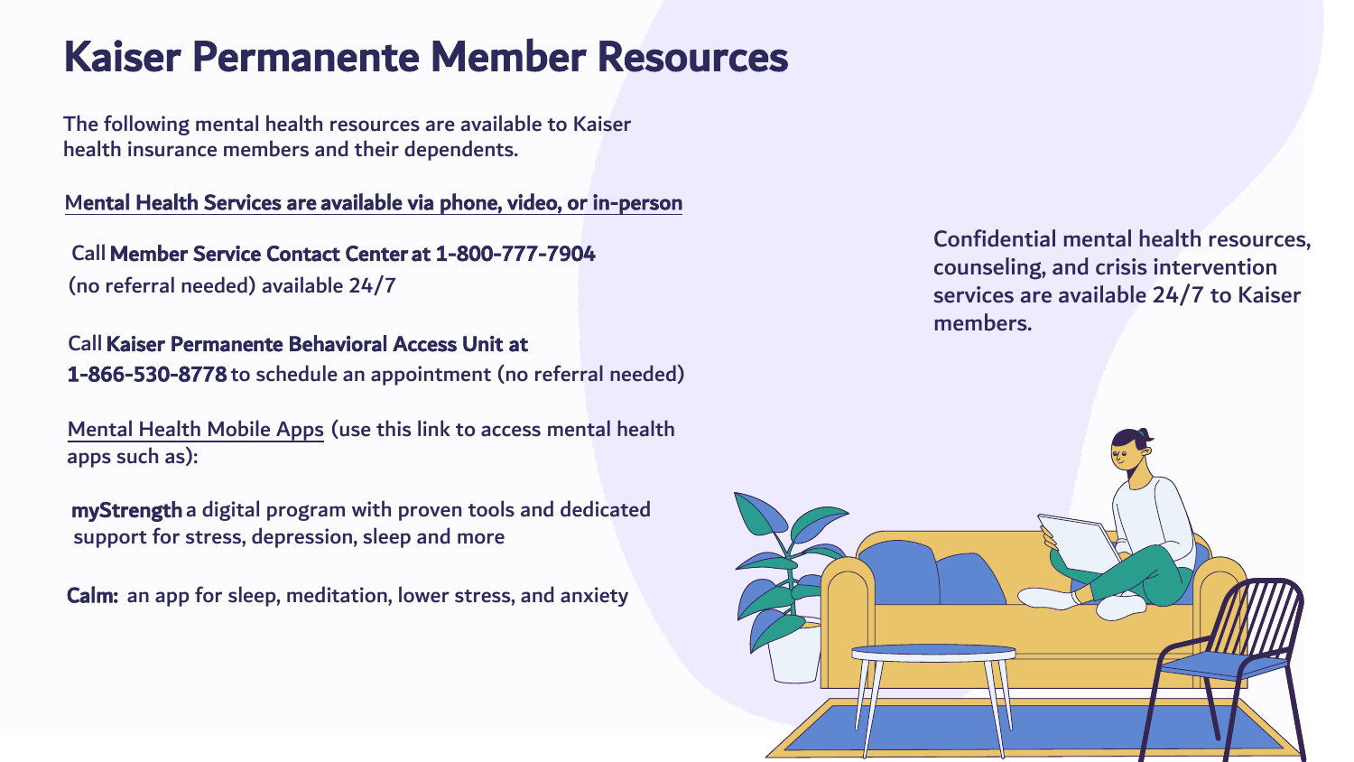# Kaiser Permanente Member Resources

The following mental health resources are available to Kaiser health insurance members and their dependents.

Mental Health Services are available via phone, video, or in-person

Call **Member Service Contact Center at 1-800-777-7904** (no referral needed) available 24/7

Call **Kaiser Permanente Behavioral Access Unit at 1-866-530-8778** to schedule an appointment (no referral needed)

Mental Health Mobile Apps (use this link to access mental health apps such as):

**myStrength** a digital program with proven tools and dedicated support for stress, depression, sleep and more

**Calm:** an app for sleep, meditation, lower stress, and anxiety

Confidential mental health resources, counseling, and crisis intervention services are available 24/7 to Kaiser members.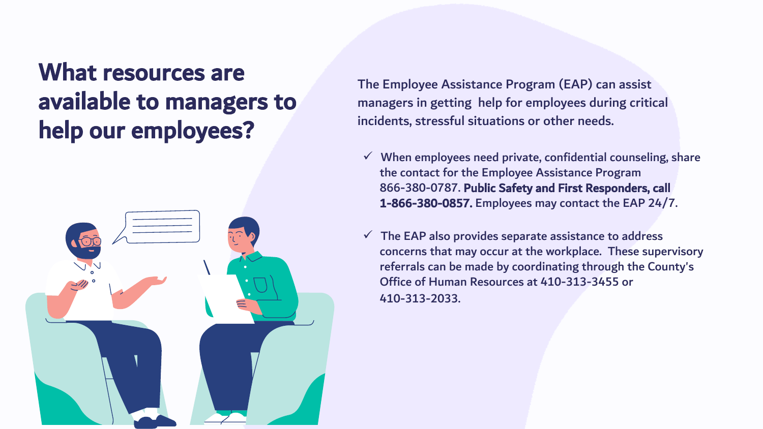# What resources are available to managers to help our employees?

The Employee Assistance Program (EAP) can assist managers in getting help for employees during critical incidents, stressful situations or other needs.

- ✓ When employees need private, confidential counseling, share the contact for the Employee Assistance Program 866-380-0787. **Public Safety and First Responders, call 1-866-380-0857.** Employees may contact the EAP 24/7.
- ✓ The EAP also provides separate assistance to address concerns that may occur at the workplace. These supervisory referrals can be made by coordinating through the County's Office of Human Resources at 410-313-3455 or 410-313-2033.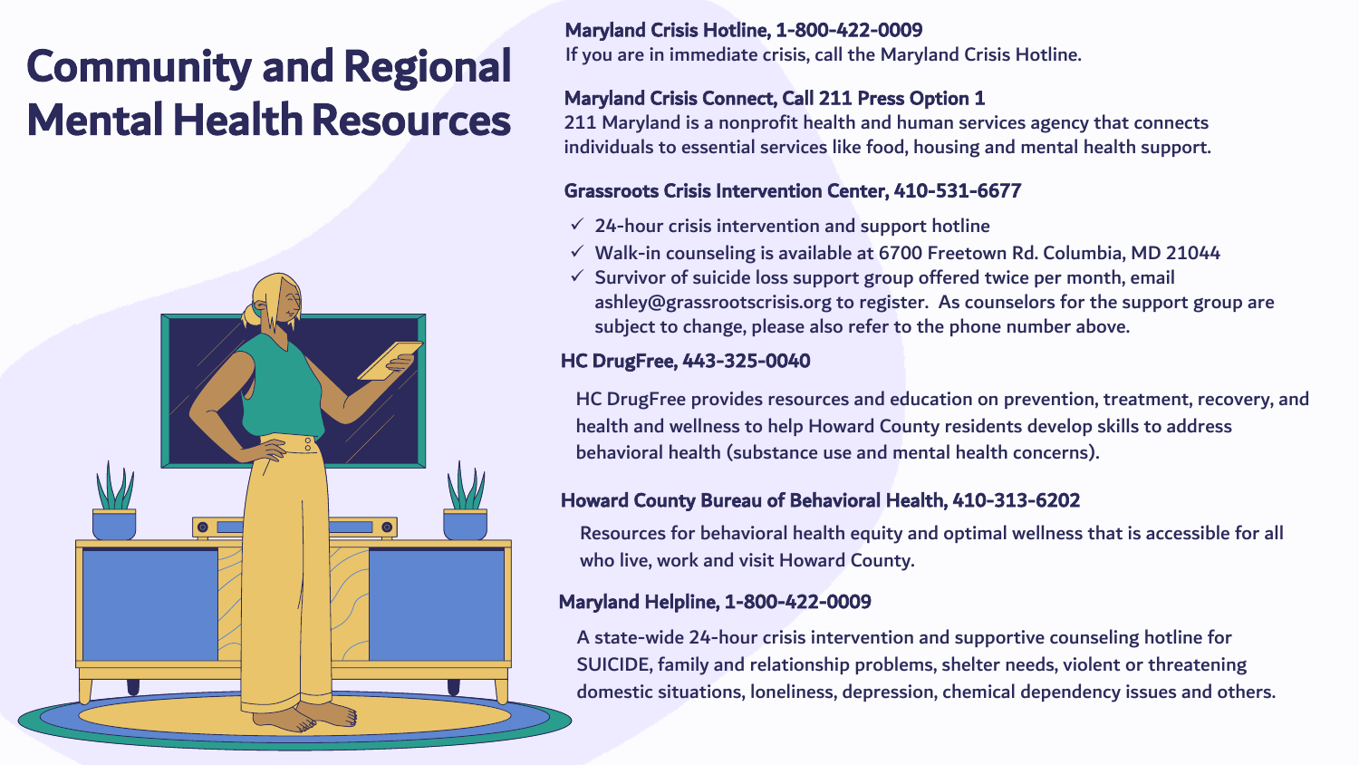# Community and Regional Mental Health Resources

**Maryland Crisis Hotline, 1-800-422-0009**

If you are in immediate crisis, call the Maryland Crisis Hotline.

**Maryland Crisis Connect, Call 211 Press Option 1**

211 Maryland is a nonprofit health and human services agency that connects individuals to essential services like food, housing and mental health support.

**Grassroots Crisis Intervention Center, 410-531-6677**

- ✓ 24-hour crisis intervention and support hotline
- ✓ Walk-in counseling is available at 6700 Freetown Rd. Columbia, MD 21044
- ✓ Survivor of suicide loss support group offered twice per month, email ashley@grassrootscrisis.org to register. As counselors for the support group are subject to change, please also refer to the phone number above.

**HC DrugFree, 443-325-0040**

HC DrugFree provides resources and education on prevention, treatment, recovery, and health and wellness to help Howard County residents develop skills to address behavioral health (substance use and mental health concerns).

**Howard County Bureau of Behavioral Health, 410-313-6202**

Resources for behavioral health equity and optimal wellness that is accessible for all who live, work and visit Howard County.

**Maryland Helpline, 1-800-422-0009**

A state-wide 24-hour crisis intervention and supportive counseling hotline for SUICIDE, family and relationship problems, shelter needs, violent or threatening domestic situations, loneliness, depression, chemical dependency issues and others.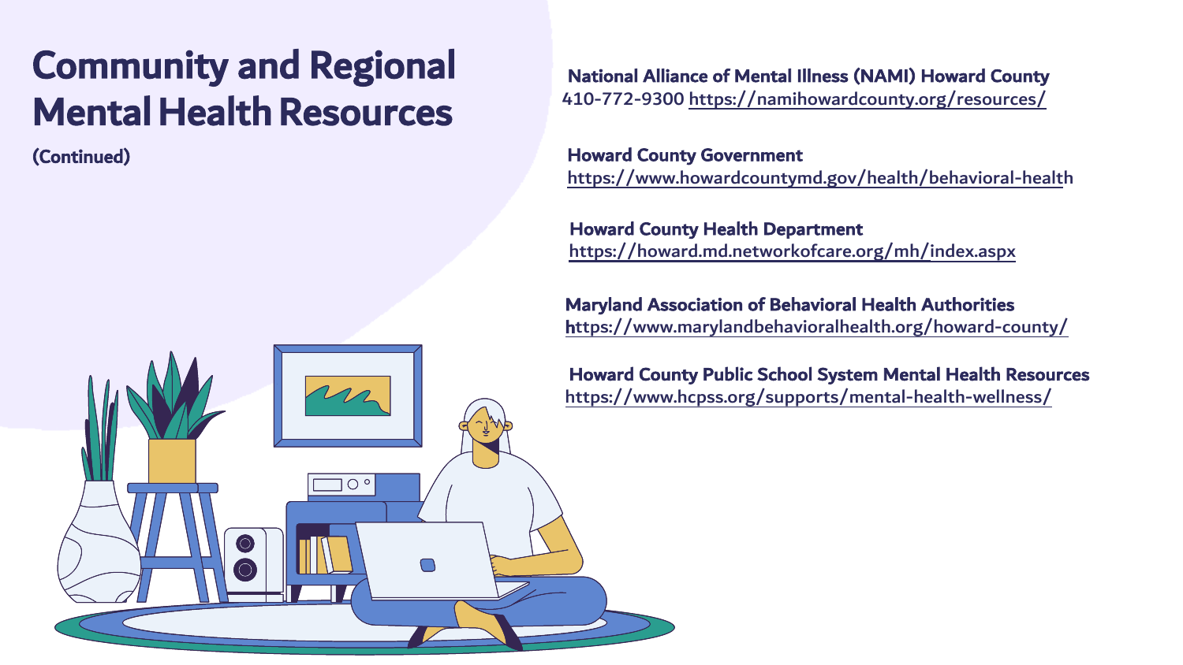# Community and Regional Mental Health Resources

**(Continued)**

**National Alliance of Mental Illness (NAMI) Howard County**
410-772-9300 https://namihowardcounty.org/resources/

**Howard County Government**
https://www.howardcountymd.gov/health/behavioral-health

**Howard County Health Department**
https://howard.md.networkofcare.org/mh/index.aspx

**Maryland Association of Behavioral Health Authorities**
https://www.marylandbehavioralhealth.org/howard-county/

**Howard County Public School System Mental Health Resources**
https://www.hcpss.org/supports/mental-health-wellness/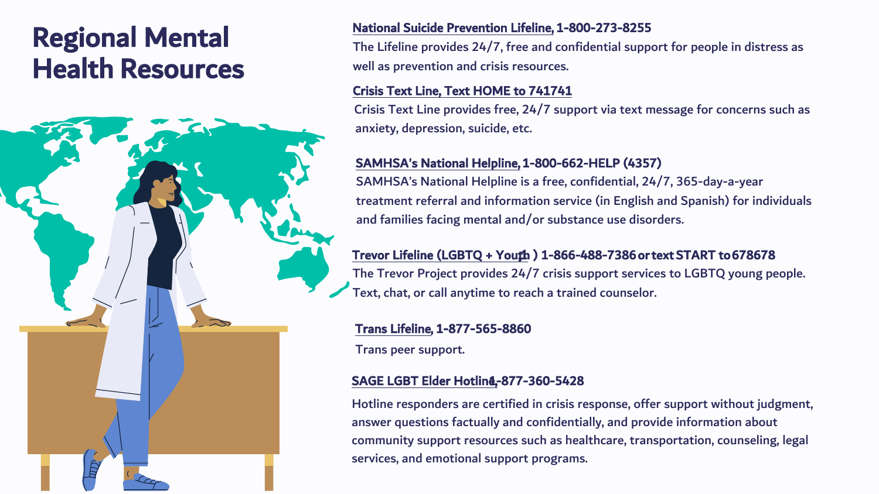# Regional Mental Health Resources

**National Suicide Prevention Lifeline, 1-800-273-8255**

The Lifeline provides 24/7, free and confidential support for people in distress as well as prevention and crisis resources.

**Crisis Text Line, Text HOME to 741741**

Crisis Text Line provides free, 24/7 support via text message for concerns such as anxiety, depression, suicide, etc.

**SAMHSA's National Helpline, 1-800-662-HELP (4357)**

SAMHSA's National Helpline is a free, confidential, 24/7, 365-day-a-year treatment referral and information service (in English and Spanish) for individuals and families facing mental and/or substance use disorders.

**Trevor Lifeline (LGBTQ + Youth ) 1-866-488-7386 or text START to 678678**

The Trevor Project provides 24/7 crisis support services to LGBTQ young people. Text, chat, or call anytime to reach a trained counselor.

**Trans Lifeline, 1-877-565-8860**

Trans peer support.

**SAGE LGBT Elder Hotline, 1-877-360-5428**

Hotline responders are certified in crisis response, offer support without judgment, answer questions factually and confidentially, and provide information about community support resources such as healthcare, transportation, counseling, legal services, and emotional support programs.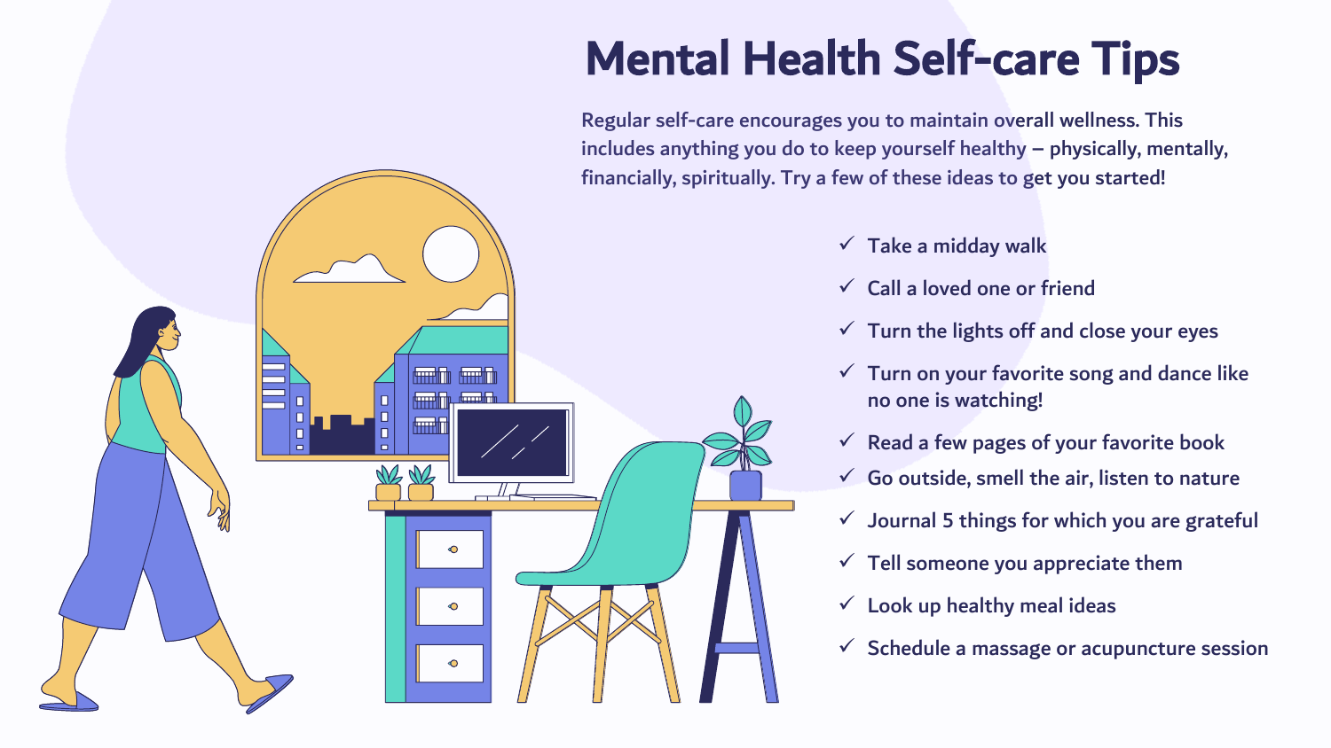# Mental Health Self-care Tips

Regular self-care encourages you to maintain overall wellness. This includes anything you do to keep yourself healthy – physically, mentally, financially, spiritually. Try a few of these ideas to get you started!

- ✓ Take a midday walk
- ✓ Call a loved one or friend
- ✓ Turn the lights off and close your eyes
- ✓ Turn on your favorite song and dance like no one is watching!
- ✓ Read a few pages of your favorite book
- ✓ Go outside, smell the air, listen to nature
- ✓ Journal 5 things for which you are grateful
- ✓ Tell someone you appreciate them
- ✓ Look up healthy meal ideas
- ✓ Schedule a massage or acupuncture session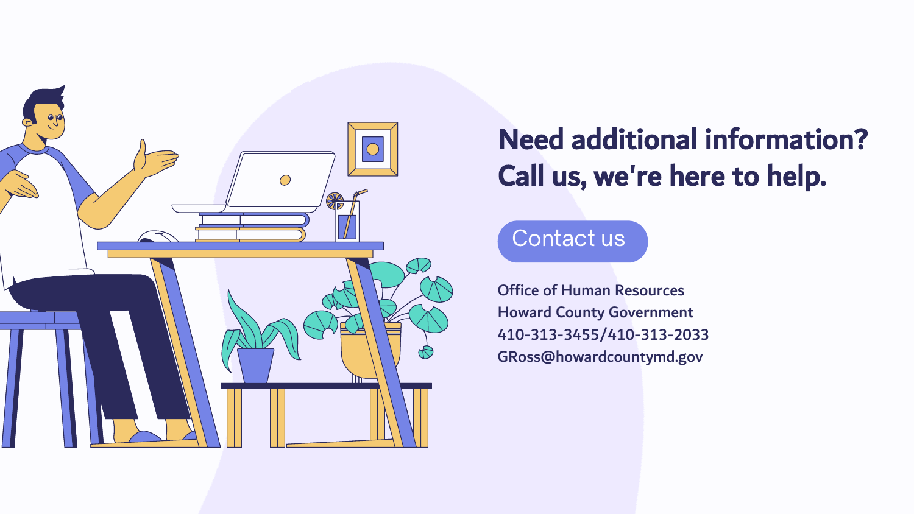# Need additional information? Call us, we're here to help.

Contact us

Office of Human Resources
Howard County Government
410-313-3455/410-313-2033
GRoss@howardcountymd.gov